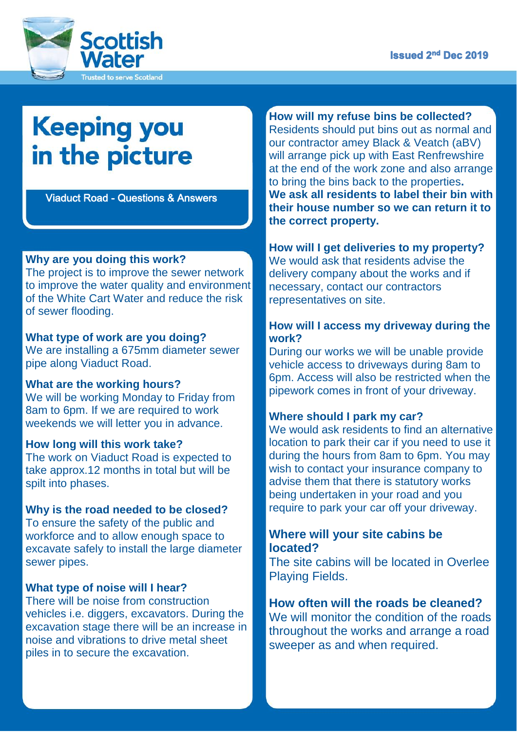Scottish Water

Trusted to serve Scotland

Issued 2nd Dec 2019

# Keeping you in the picture

Viaduct Road - Questions & Answers

**Why are you doing this work?**
The project is to improve the sewer network to improve the water quality and environment of the White Cart Water and reduce the risk of sewer flooding.

**What type of work are you doing?**
We are installing a 675mm diameter sewer pipe along Viaduct Road.

**What are the working hours?**
We will be working Monday to Friday from 8am to 6pm. If we are required to work weekends we will letter you in advance.

**How long will this work take?**
The work on Viaduct Road is expected to take approx.12 months in total but will be spilt into phases.

**Why is the road needed to be closed?**
To ensure the safety of the public and workforce and to allow enough space to excavate safely to install the large diameter sewer pipes.

**What type of noise will I hear?**
There will be noise from construction vehicles i.e. diggers, excavators. During the excavation stage there will be an increase in noise and vibrations to drive metal sheet piles in to secure the excavation.

**How will my refuse bins be collected?**
Residents should put bins out as normal and our contractor amey Black & Veatch (aBV) will arrange pick up with East Renfrewshire at the end of the work zone and also arrange to bring the bins back to the properties. **We ask all residents to label their bin with their house number so we can return it to the correct property.**

**How will I get deliveries to my property?**
We would ask that residents advise the delivery company about the works and if necessary, contact our contractors representatives on site.

**How will I access my driveway during the work?**
During our works we will be unable provide vehicle access to driveways during 8am to 6pm. Access will also be restricted when the pipework comes in front of your driveway.

**Where should I park my car?**
We would ask residents to find an alternative location to park their car if you need to use it during the hours from 8am to 6pm. You may wish to contact your insurance company to advise them that there is statutory works being undertaken in your road and you require to park your car off your driveway.

**Where will your site cabins be located?**
The site cabins will be located in Overlee Playing Fields.

**How often will the roads be cleaned?**
We will monitor the condition of the roads throughout the works and arrange a road sweeper as and when required.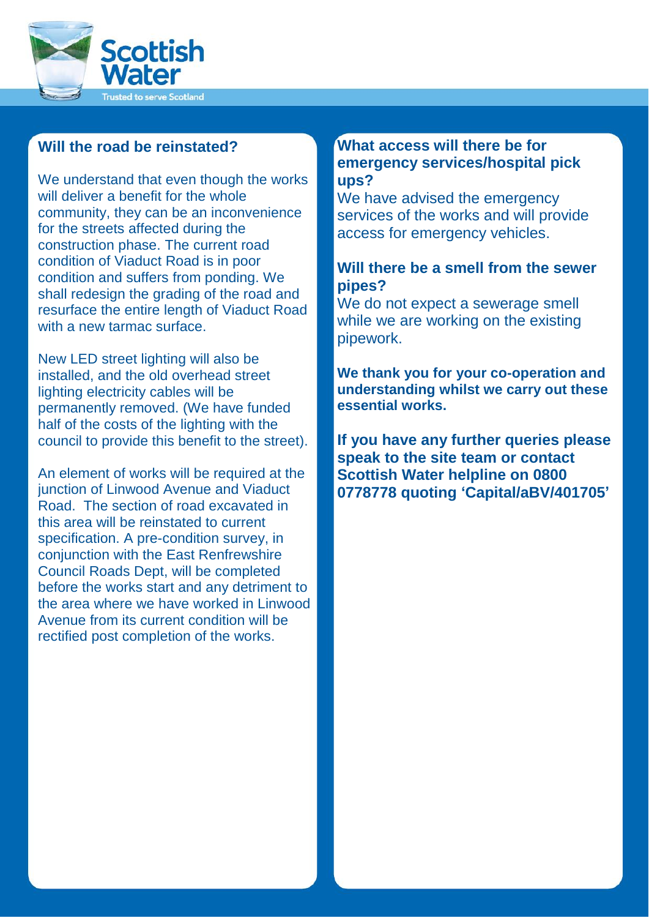## Will the road be reinstated?

We understand that even though the works will deliver a benefit for the whole community, they can be an inconvenience for the streets affected during the construction phase. The current road condition of Viaduct Road is in poor condition and suffers from ponding. We shall redesign the grading of the road and resurface the entire length of Viaduct Road with a new tarmac surface.

New LED street lighting will also be installed, and the old overhead street lighting electricity cables will be permanently removed. (We have funded half of the costs of the lighting with the council to provide this benefit to the street).

An element of works will be required at the junction of Linwood Avenue and Viaduct Road. The section of road excavated in this area will be reinstated to current specification. A pre-condition survey, in conjunction with the East Renfrewshire Council Roads Dept, will be completed before the works start and any detriment to the area where we have worked in Linwood Avenue from its current condition will be rectified post completion of the works.

## What access will there be for emergency services/hospital pick ups?

We have advised the emergency services of the works and will provide access for emergency vehicles.

## Will there be a smell from the sewer pipes?

We do not expect a sewerage smell while we are working on the existing pipework.

**We thank you for your co-operation and understanding whilst we carry out these essential works.**

**If you have any further queries please speak to the site team or contact Scottish Water helpline on 0800 0778778 quoting 'Capital/aBV/401705'**